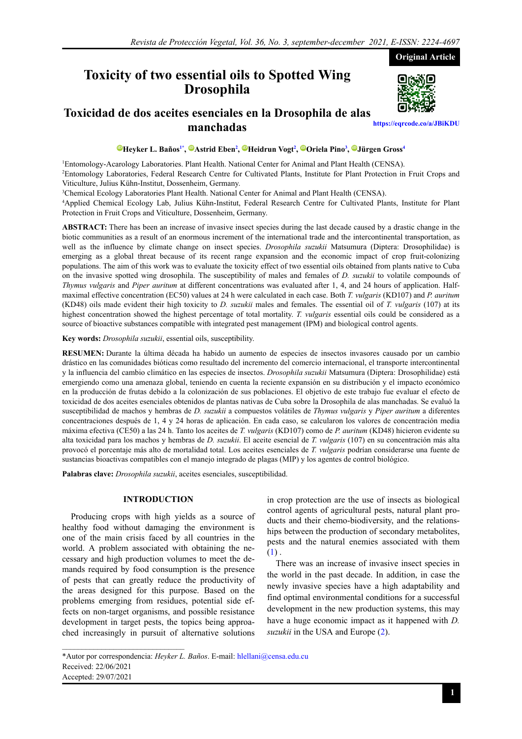**Original Article**

# Toxicity of two essential oils to Spotted Wing Drosophila

# Toxicidad de dos aceites esenciales en la Drosophila de alas manchadas

https://eqrcode.co/a/JBiKDU

**Heyker L. Baños[1*], Astrid Eben[2], Heidrun Vogt[2], Oriela Pino[3], Jürgen Gross[4]**

[1]Entomology-Acarology Laboratories. Plant Health. National Center for Animal and Plant Health (CENSA).

[2]Entomology Laboratories, Federal Research Centre for Cultivated Plants, Institute for Plant Protection in Fruit Crops and Viticulture, Julius Kühn-Institut, Dossenheim, Germany.

[3]Chemical Ecology Laboratories Plant Health. National Center for Animal and Plant Health (CENSA).

[4]Applied Chemical Ecology Lab, Julius Kühn-Institut, Federal Research Centre for Cultivated Plants, Institute for Plant Protection in Fruit Crops and Viticulture, Dossenheim, Germany.

**ABSTRACT:** There has been an increase of invasive insect species during the last decade caused by a drastic change in the biotic communities as a result of an enormous increment of the international trade and the intercontinental transportation, as well as the influence by climate change on insect species. *Drosophila suzukii* Matsumura (Diptera: Drosophilidae) is emerging as a global threat because of its recent range expansion and the economic impact of crop fruit-colonizing populations. The aim of this work was to evaluate the toxicity effect of two essential oils obtained from plants native to Cuba on the invasive spotted wing drosophila. The susceptibility of males and females of *D. suzukii* to volatile compounds of *Thymus vulgaris* and *Piper auritum* at different concentrations was evaluated after 1, 4, and 24 hours of application. Half-maximal effective concentration (EC50) values at 24 h were calculated in each case. Both *T. vulgaris* (KD107) and *P. auritum* (KD48) oils made evident their high toxicity to *D. suzukii* males and females. The essential oil of *T. vulgaris* (107) at its highest concentration showed the highest percentage of total mortality. *T. vulgaris* essential oils could be considered as a source of bioactive substances compatible with integrated pest management (IPM) and biological control agents.

**Key words:** *Drosophila suzukii*, essential oils, susceptibility.

**RESUMEN:** Durante la última década ha habido un aumento de especies de insectos invasores causado por un cambio drástico en las comunidades bióticas como resultado del incremento del comercio internacional, el transporte intercontinental y la influencia del cambio climático en las especies de insectos. *Drosophila suzukii* Matsumura (Diptera: Drosophilidae) está emergiendo como una amenaza global, teniendo en cuenta la reciente expansión en su distribución y el impacto económico en la producción de frutas debido a la colonización de sus poblaciones. El objetivo de este trabajo fue evaluar el efecto de toxicidad de dos aceites esenciales obtenidos de plantas nativas de Cuba sobre la Drosophila de alas manchadas. Se evaluó la susceptibilidad de machos y hembras de *D. suzukii* a compuestos volátiles de *Thymus vulgaris* y *Piper auritum* a diferentes concentraciones después de 1, 4 y 24 horas de aplicación. En cada caso, se calcularon los valores de concentración media máxima efectiva (CE50) a las 24 h. Tanto los aceites de *T. vulgaris* (KD107) como de *P. auritum* (KD48) hicieron evidente su alta toxicidad para los machos y hembras de *D. suzukii*. El aceite esencial de *T. vulgaris* (107) en su concentración más alta provocó el porcentaje más alto de mortalidad total. Los aceites esenciales de *T. vulgaris* podrían considerarse una fuente de sustancias bioactivas compatibles con el manejo integrado de plagas (MIP) y los agentes de control biológico.

**Palabras clave:** *Drosophila suzukii*, aceites esenciales, susceptibilidad.

## INTRODUCTION

Producing crops with high yields as a source of healthy food without damaging the environment is one of the main crisis faced by all countries in the world. A problem associated with obtaining the necessary and high production volumes to meet the demands required by food consumption is the presence of pests that can greatly reduce the productivity of the areas designed for this purpose. Based on the problems emerging from residues, potential side effects on non-target organisms, and possible resistance development in target pests, the topics being approached increasingly in pursuit of alternative solutions in crop protection are the use of insects as biological control agents of agricultural pests, natural plant products and their chemo-biodiversity, and the relationships between the production of secondary metabolites, pests and the natural enemies associated with them (1) .

There was an increase of invasive insect species in the world in the past decade. In addition, in case the newly invasive species have a high adaptability and find optimal environmental conditions for a successful development in the new production systems, this may have a huge economic impact as it happened with *D. suzukii* in the USA and Europe (2).

---

*Autor por correspondencia: *Heyker L. Baños*. E-mail: hlellani@censa.edu.cu

Received: 22/06/2021

Accepted: 29/07/2021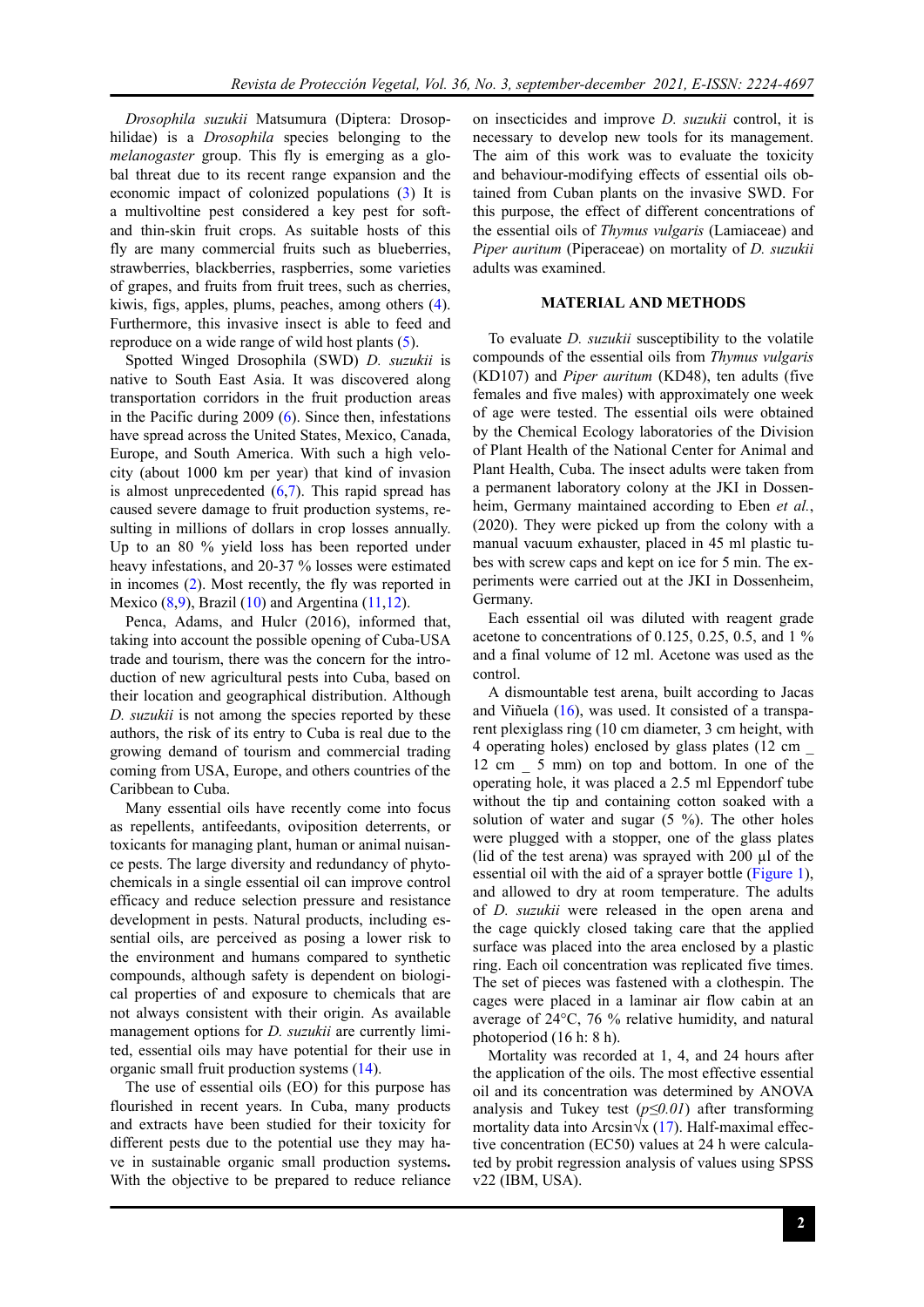*Drosophila suzukii* Matsumura (Diptera: Drosophilidae) is a *Drosophila* species belonging to the *melanogaster* group. This fly is emerging as a global threat due to its recent range expansion and the economic impact of colonized populations (3) It is a multivoltine pest considered a key pest for soft- and thin-skin fruit crops. As suitable hosts of this fly are many commercial fruits such as blueberries, strawberries, blackberries, raspberries, some varieties of grapes, and fruits from fruit trees, such as cherries, kiwis, figs, apples, plums, peaches, among others (4). Furthermore, this invasive insect is able to feed and reproduce on a wide range of wild host plants (5).

Spotted Winged Drosophila (SWD) *D. suzukii* is native to South East Asia. It was discovered along transportation corridors in the fruit production areas in the Pacific during 2009 (6). Since then, infestations have spread across the United States, Mexico, Canada, Europe, and South America. With such a high velocity (about 1000 km per year) that kind of invasion is almost unprecedented (6,7). This rapid spread has caused severe damage to fruit production systems, resulting in millions of dollars in crop losses annually. Up to an 80 % yield loss has been reported under heavy infestations, and 20-37 % losses were estimated in incomes (2). Most recently, the fly was reported in Mexico (8,9), Brazil (10) and Argentina (11,12).

Penca, Adams, and Hulcr (2016), informed that, taking into account the possible opening of Cuba-USA trade and tourism, there was the concern for the introduction of new agricultural pests into Cuba, based on their location and geographical distribution. Although *D. suzukii* is not among the species reported by these authors, the risk of its entry to Cuba is real due to the growing demand of tourism and commercial trading coming from USA, Europe, and others countries of the Caribbean to Cuba.

Many essential oils have recently come into focus as repellents, antifeedants, oviposition deterrents, or toxicants for managing plant, human or animal nuisance pests. The large diversity and redundancy of phytochemicals in a single essential oil can improve control efficacy and reduce selection pressure and resistance development in pests. Natural products, including essential oils, are perceived as posing a lower risk to the environment and humans compared to synthetic compounds, although safety is dependent on biological properties of and exposure to chemicals that are not always consistent with their origin. As available management options for *D. suzukii* are currently limited, essential oils may have potential for their use in organic small fruit production systems (14).

The use of essential oils (EO) for this purpose has flourished in recent years. In Cuba, many products and extracts have been studied for their toxicity for different pests due to the potential use they may have in sustainable organic small production systems**.** With the objective to be prepared to reduce reliance on insecticides and improve *D. suzukii* control, it is necessary to develop new tools for its management. The aim of this work was to evaluate the toxicity and behaviour-modifying effects of essential oils obtained from Cuban plants on the invasive SWD. For this purpose, the effect of different concentrations of the essential oils of *Thymus vulgaris* (Lamiaceae) and *Piper auritum* (Piperaceae) on mortality of *D. suzukii* adults was examined.

## MATERIAL AND METHODS

To evaluate *D. suzukii* susceptibility to the volatile compounds of the essential oils from *Thymus vulgaris* (KD107) and *Piper auritum* (KD48), ten adults (five females and five males) with approximately one week of age were tested. The essential oils were obtained by the Chemical Ecology laboratories of the Division of Plant Health of the National Center for Animal and Plant Health, Cuba. The insect adults were taken from a permanent laboratory colony at the JKI in Dossenheim, Germany maintained according to Eben *et al.*, (2020). They were picked up from the colony with a manual vacuum exhauster, placed in 45 ml plastic tubes with screw caps and kept on ice for 5 min. The experiments were carried out at the JKI in Dossenheim, Germany.

Each essential oil was diluted with reagent grade acetone to concentrations of 0.125, 0.25, 0.5, and 1 % and a final volume of 12 ml. Acetone was used as the control.

A dismountable test arena, built according to Jacas and Viñuela (16), was used. It consisted of a transparent plexiglass ring (10 cm diameter, 3 cm height, with 4 operating holes) enclosed by glass plates (12 cm _ 12 cm _ 5 mm) on top and bottom. In one of the operating hole, it was placed a 2.5 ml Eppendorf tube without the tip and containing cotton soaked with a solution of water and sugar (5 %). The other holes were plugged with a stopper, one of the glass plates (lid of the test arena) was sprayed with 200 µl of the essential oil with the aid of a sprayer bottle (Figure 1), and allowed to dry at room temperature. The adults of *D. suzukii* were released in the open arena and the cage quickly closed taking care that the applied surface was placed into the area enclosed by a plastic ring. Each oil concentration was replicated five times. The set of pieces was fastened with a clothespin. The cages were placed in a laminar air flow cabin at an average of 24°C, 76 % relative humidity, and natural photoperiod (16 h: 8 h).

Mortality was recorded at 1, 4, and 24 hours after the application of the oils. The most effective essential oil and its concentration was determined by ANOVA analysis and Tukey test ($p \leq 0.01$) after transforming mortality data into Arcsin$\sqrt{x}$ (17). Half-maximal effective concentration (EC50) values at 24 h were calculated by probit regression analysis of values using SPSS v22 (IBM, USA).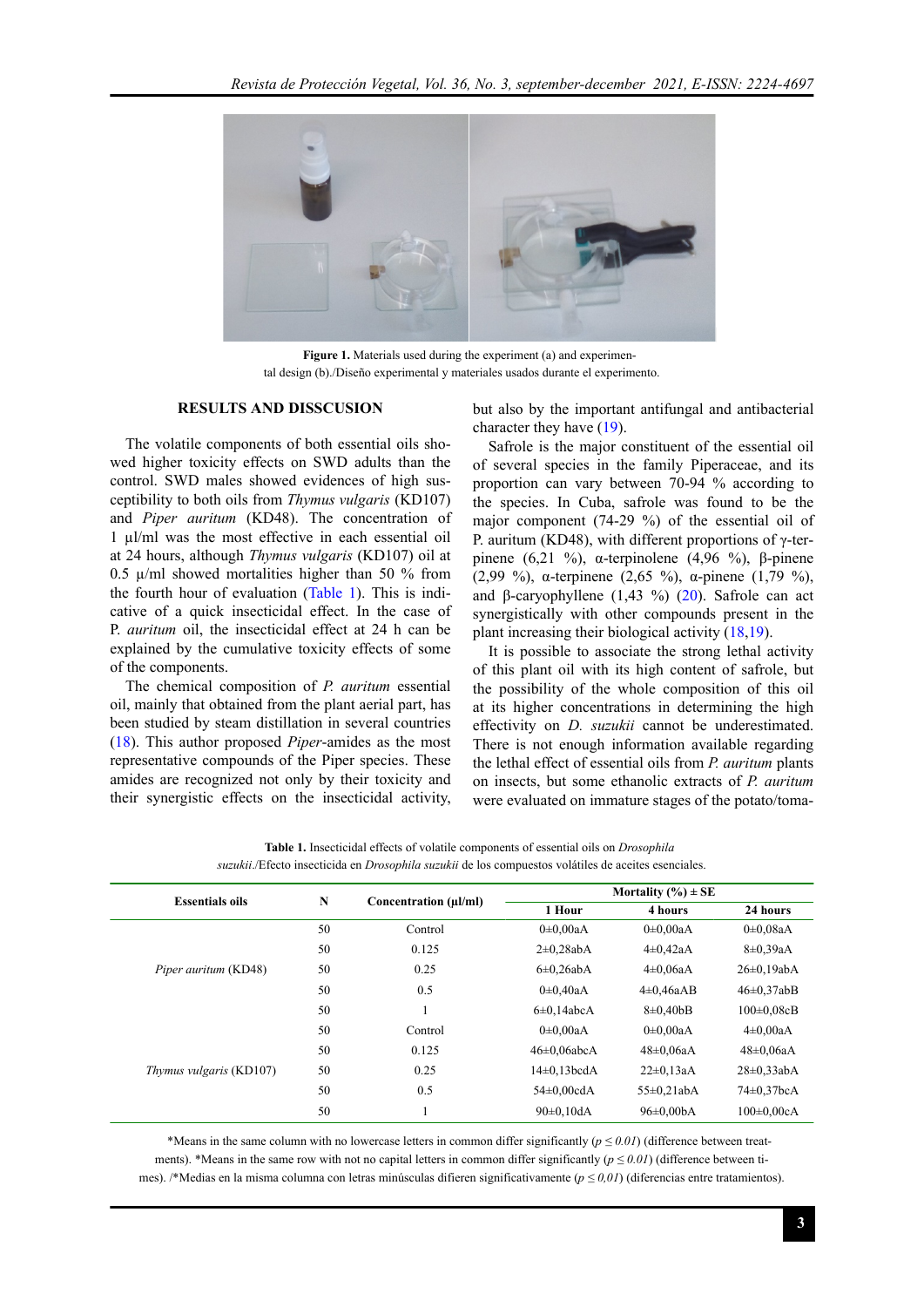Figure 1. Materials used during the experiment (a) and experimental design (b)./Diseño experimental y materiales usados durante el experimento.

## RESULTS AND DISSCUSION

The volatile components of both essential oils showed higher toxicity effects on SWD adults than the control. SWD males showed evidences of high susceptibility to both oils from *Thymus vulgaris* (KD107) and *Piper auritum* (KD48). The concentration of 1 µl/ml was the most effective in each essential oil at 24 hours, although *Thymus vulgaris* (KD107) oil at 0.5 µ/ml showed mortalities higher than 50 % from the fourth hour of evaluation (Table 1). This is indicative of a quick insecticidal effect. In the case of P. *auritum* oil, the insecticidal effect at 24 h can be explained by the cumulative toxicity effects of some of the components.

The chemical composition of *P. auritum* essential oil, mainly that obtained from the plant aerial part, has been studied by steam distillation in several countries (18). This author proposed *Piper*-amides as the most representative compounds of the Piper species. These amides are recognized not only by their toxicity and their synergistic effects on the insecticidal activity, but also by the important antifungal and antibacterial character they have (19).

Safrole is the major constituent of the essential oil of several species in the family Piperaceae, and its proportion can vary between 70-94 % according to the species. In Cuba, safrole was found to be the major component (74-29 %) of the essential oil of P. auritum (KD48), with different proportions of γ-terpinene (6,21 %), α-terpinolene (4,96 %), β-pinene (2,99 %), α-terpinene (2,65 %), α-pinene (1,79 %), and β-caryophyllene (1,43 %) (20). Safrole can act synergistically with other compounds present in the plant increasing their biological activity (18,19).

It is possible to associate the strong lethal activity of this plant oil with its high content of safrole, but the possibility of the whole composition of this oil at its higher concentrations in determining the high effectivity on *D. suzukii* cannot be underestimated. There is not enough information available regarding the lethal effect of essential oils from *P. auritum* plants on insects, but some ethanolic extracts of *P. auritum* were evaluated on immature stages of the potato/toma-

**Table 1.** Insecticidal effects of volatile components of essential oils on *Drosophila suzukii*./Efecto insecticida en *Drosophila suzukii* de los compuestos volátiles de aceites esenciales.

| Essentials oils | N | Concentration (µl/ml) | Mortality (%) ± SE | | |
|---|---|---|---|---|---|
| | | | 1 Hour | 4 hours | 24 hours |
| *Piper auritum* (KD48) | 50 | Control | 0±0,00aA | 0±0,00aA | 0±0,08aA |
| | 50 | 0.125 | 2±0,28abA | 4±0,42aA | 8±0,39aA |
| | 50 | 0.25 | 6±0,26abA | 4±0,06aA | 26±0,19abA |
| | 50 | 0.5 | 0±0,40aA | 4±0,46aAB | 46±0,37abB |
| | 50 | 1 | 6±0,14abcA | 8±0,40bB | 100±0,08cB |
| *Thymus vulgaris* (KD107) | 50 | Control | 0±0,00aA | 0±0,00aA | 4±0,00aA |
| | 50 | 0.125 | 46±0,06abcA | 48±0,06aA | 48±0,06aA |
| | 50 | 0.25 | 14±0,13bcdA | 22±0,13aA | 28±0,33abA |
| | 50 | 0.5 | 54±0,00cdA | 55±0,21abA | 74±0,37bcA |
| | 50 | 1 | 90±0,10dA | 96±0,00bA | 100±0,00cA |

*Means in the same column with no lowercase letters in common differ significantly ($p \leq 0.01$) (difference between treatments). *Means in the same row with not no capital letters in common differ significantly ($p \leq 0.01$) (difference between times). /*Medias en la misma columna con letras minúsculas difieren significativamente ($p \leq 0,01$) (diferencias entre tratamientos).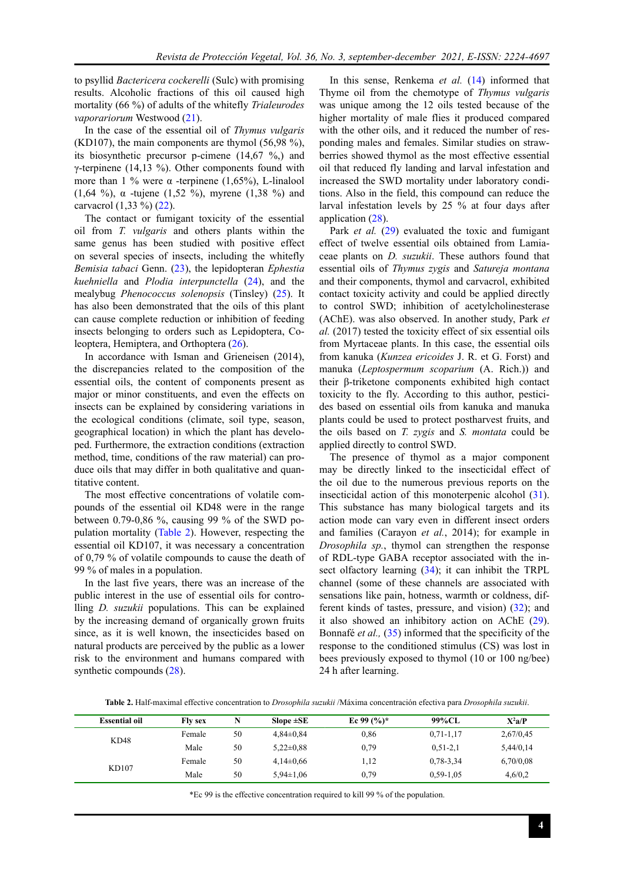to psyllid *Bactericera cockerelli* (Sulc) with promising results. Alcoholic fractions of this oil caused high mortality (66 %) of adults of the whitefly *Trialeurodes vaporariorum* Westwood (21).

In the case of the essential oil of *Thymus vulgaris* (KD107), the main components are thymol (56,98 %), its biosynthetic precursor p-cimene (14,67 %,) and γ-terpinene (14,13 %). Other components found with more than 1 % were α -terpinene (1,65%), L-linalool (1,64 %), α -tujene (1,52 %), myrene (1,38 %) and carvacrol (1,33 %) (22).

The contact or fumigant toxicity of the essential oil from *T. vulgaris* and others plants within the same genus has been studied with positive effect on several species of insects, including the whitefly *Bemisia tabaci* Genn. (23), the lepidopteran *Ephestia kuehniella* and *Plodia interpunctella* (24), and the mealybug *Phenococcus solenopsis* (Tinsley) (25). It has also been demonstrated that the oils of this plant can cause complete reduction or inhibition of feeding insects belonging to orders such as Lepidoptera, Coleoptera, Hemiptera, and Orthoptera (26).

In accordance with Isman and Grieneisen (2014), the discrepancies related to the composition of the essential oils, the content of components present as major or minor constituents, and even the effects on insects can be explained by considering variations in the ecological conditions (climate, soil type, season, geographical location) in which the plant has developed. Furthermore, the extraction conditions (extraction method, time, conditions of the raw material) can produce oils that may differ in both qualitative and quantitative content.

The most effective concentrations of volatile compounds of the essential oil KD48 were in the range between 0.79-0,86 %, causing 99 % of the SWD population mortality (Table 2). However, respecting the essential oil KD107, it was necessary a concentration of 0,79 % of volatile compounds to cause the death of 99 % of males in a population.

In the last five years, there was an increase of the public interest in the use of essential oils for controlling *D. suzukii* populations. This can be explained by the increasing demand of organically grown fruits since, as it is well known, the insecticides based on natural products are perceived by the public as a lower risk to the environment and humans compared with synthetic compounds (28).

In this sense, Renkema *et al.* (14) informed that Thyme oil from the chemotype of *Thymus vulgaris* was unique among the 12 oils tested because of the higher mortality of male flies it produced compared with the other oils, and it reduced the number of responding males and females. Similar studies on strawberries showed thymol as the most effective essential oil that reduced fly landing and larval infestation and increased the SWD mortality under laboratory conditions. Also in the field, this compound can reduce the larval infestation levels by 25 % at four days after application (28).

Park *et al.* (29) evaluated the toxic and fumigant effect of twelve essential oils obtained from Lamiaceae plants on *D. suzukii*. These authors found that essential oils of *Thymus zygis* and *Satureja montana* and their components, thymol and carvacrol, exhibited contact toxicity activity and could be applied directly to control SWD; inhibition of acetylcholinesterase (AChE). was also observed. In another study, Park *et al.* (2017) tested the toxicity effect of six essential oils from Myrtaceae plants. In this case, the essential oils from kanuka (*Kunzea ericoides* J. R. et G. Forst) and manuka (*Leptospermum scoparium* (A. Rich.)) and their β-triketone components exhibited high contact toxicity to the fly. According to this author, pesticides based on essential oils from kanuka and manuka plants could be used to protect postharvest fruits, and the oils based on *T. zygis* and *S. montata* could be applied directly to control SWD.

The presence of thymol as a major component may be directly linked to the insecticidal effect of the oil due to the numerous previous reports on the insecticidal action of this monoterpenic alcohol (31). This substance has many biological targets and its action mode can vary even in different insect orders and families (Carayon *et al.*, 2014); for example in *Drosophila sp.*, thymol can strengthen the response of RDL-type GABA receptor associated with the insect olfactory learning (34); it can inhibit the TRPL channel (some of these channels are associated with sensations like pain, hotness, warmth or coldness, different kinds of tastes, pressure, and vision) (32); and it also showed an inhibitory action on AChE (29). Bonnafé *et al.,* (35) informed that the specificity of the response to the conditioned stimulus (CS) was lost in bees previously exposed to thymol (10 or 100 ng/bee) 24 h after learning.

**Table 2.** Half-maximal effective concentration to *Drosophila suzukii* /Máxima concentración efectiva para *Drosophila suzukii*.

| Essential oil | Fly sex | N | Slope ±SE | Ec 99 (%)* | 99%CL | $X^2$a/P |
|---|---|---|---|---|---|---|
| KD48 | Female | 50 | 4,84±0,84 | 0,86 | 0,71-1,17 | 2,67/0,45 |
| | Male | 50 | 5,22±0,88 | 0,79 | 0,51-2,1 | 5,44/0,14 |
| KD107 | Female | 50 | 4,14±0,66 | 1,12 | 0,78-3,34 | 6,70/0,08 |
| | Male | 50 | 5,94±1,06 | 0,79 | 0,59-1,05 | 4,6/0,2 |

*Ec 99 is the effective concentration required to kill 99 % of the population.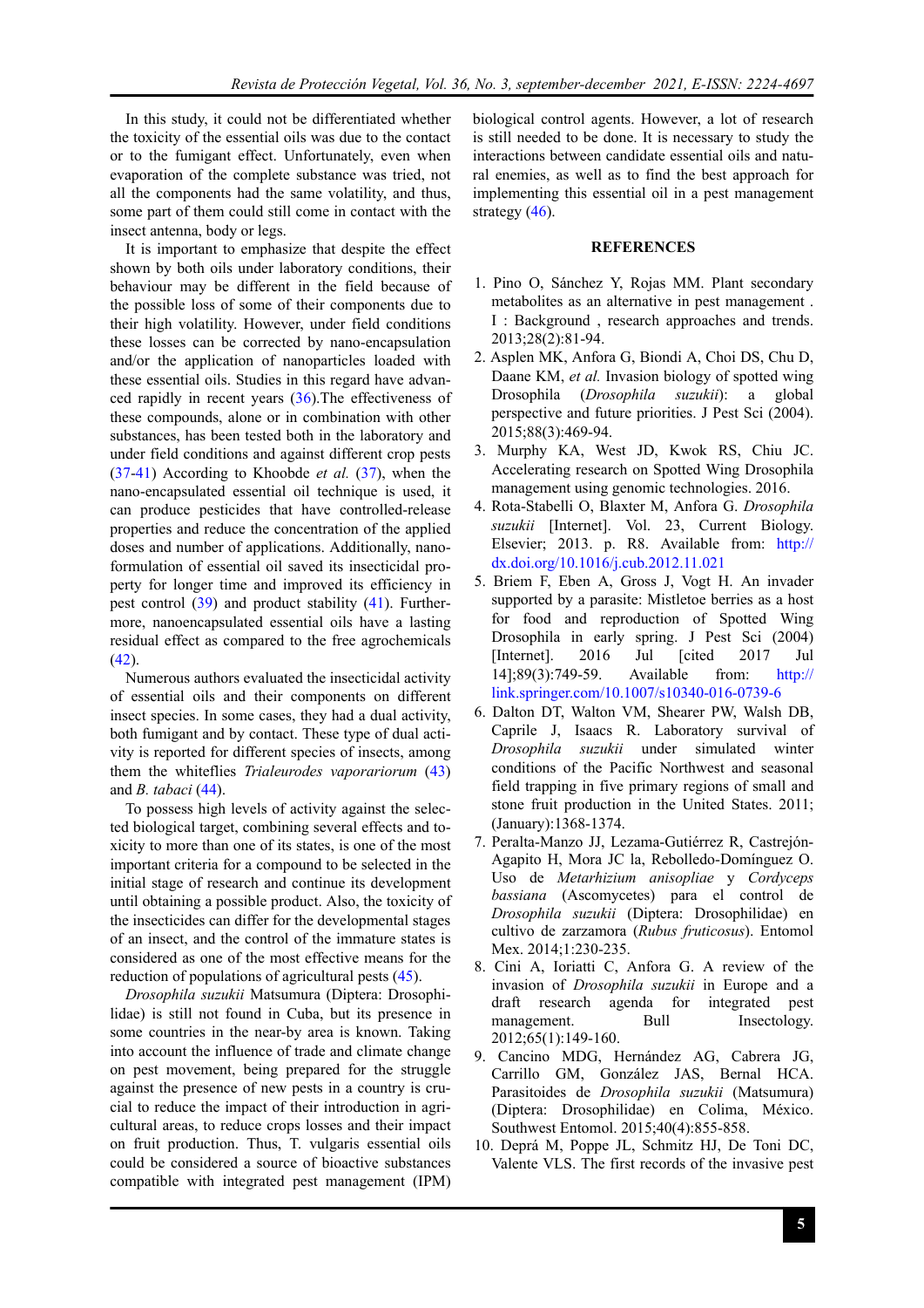In this study, it could not be differentiated whether the toxicity of the essential oils was due to the contact or to the fumigant effect. Unfortunately, even when evaporation of the complete substance was tried, not all the components had the same volatility, and thus, some part of them could still come in contact with the insect antenna, body or legs.

It is important to emphasize that despite the effect shown by both oils under laboratory conditions, their behaviour may be different in the field because of the possible loss of some of their components due to their high volatility. However, under field conditions these losses can be corrected by nano-encapsulation and/or the application of nanoparticles loaded with these essential oils. Studies in this regard have advanced rapidly in recent years (36).The effectiveness of these compounds, alone or in combination with other substances, has been tested both in the laboratory and under field conditions and against different crop pests (37-41) According to Khoobde *et al.* (37), when the nano-encapsulated essential oil technique is used, it can produce pesticides that have controlled-release properties and reduce the concentration of the applied doses and number of applications. Additionally, nanoformulation of essential oil saved its insecticidal property for longer time and improved its efficiency in pest control (39) and product stability (41). Furthermore, nanoencapsulated essential oils have a lasting residual effect as compared to the free agrochemicals (42).

Numerous authors evaluated the insecticidal activity of essential oils and their components on different insect species. In some cases, they had a dual activity, both fumigant and by contact. These type of dual activity is reported for different species of insects, among them the whiteflies *Trialeurodes vaporariorum* (43) and *B. tabaci* (44).

To possess high levels of activity against the selected biological target, combining several effects and toxicity to more than one of its states, is one of the most important criteria for a compound to be selected in the initial stage of research and continue its development until obtaining a possible product. Also, the toxicity of the insecticides can differ for the developmental stages of an insect, and the control of the immature states is considered as one of the most effective means for the reduction of populations of agricultural pests (45).

*Drosophila suzukii* Matsumura (Diptera: Drosophilidae) is still not found in Cuba, but its presence in some countries in the near-by area is known. Taking into account the influence of trade and climate change on pest movement, being prepared for the struggle against the presence of new pests in a country is crucial to reduce the impact of their introduction in agricultural areas, to reduce crops losses and their impact on fruit production. Thus, T. vulgaris essential oils could be considered a source of bioactive substances compatible with integrated pest management (IPM) biological control agents. However, a lot of research is still needed to be done. It is necessary to study the interactions between candidate essential oils and natural enemies, as well as to find the best approach for implementing this essential oil in a pest management strategy (46).

## REFERENCES

1. Pino O, Sánchez Y, Rojas MM. Plant secondary metabolites as an alternative in pest management . I : Background , research approaches and trends. 2013;28(2):81-94.
2. Asplen MK, Anfora G, Biondi A, Choi DS, Chu D, Daane KM, *et al.* Invasion biology of spotted wing Drosophila (*Drosophila suzukii*): a global perspective and future priorities. J Pest Sci (2004). 2015;88(3):469-94.
3. Murphy KA, West JD, Kwok RS, Chiu JC. Accelerating research on Spotted Wing Drosophila management using genomic technologies. 2016.
4. Rota-Stabelli O, Blaxter M, Anfora G. *Drosophila suzukii* [Internet]. Vol. 23, Current Biology. Elsevier; 2013. p. R8. Available from: http://dx.doi.org/10.1016/j.cub.2012.11.021
5. Briem F, Eben A, Gross J, Vogt H. An invader supported by a parasite: Mistletoe berries as a host for food and reproduction of Spotted Wing Drosophila in early spring. J Pest Sci (2004) [Internet]. 2016 Jul [cited 2017 Jul 14];89(3):749-59. Available from: http://link.springer.com/10.1007/s10340-016-0739-6
6. Dalton DT, Walton VM, Shearer PW, Walsh DB, Caprile J, Isaacs R. Laboratory survival of *Drosophila suzukii* under simulated winter conditions of the Pacific Northwest and seasonal field trapping in five primary regions of small and stone fruit production in the United States. 2011;(January):1368-1374.
7. Peralta-Manzo JJ, Lezama-Gutiérrez R, Castrejón-Agapito H, Mora JC la, Rebolledo-Domínguez O. Uso de *Metarhizium anisopliae* y *Cordyceps bassiana* (Ascomycetes) para el control de *Drosophila suzukii* (Diptera: Drosophilidae) en cultivo de zarzamora (*Rubus fruticosus*). Entomol Mex. 2014;1:230-235.
8. Cini A, Ioriatti C, Anfora G. A review of the invasion of *Drosophila suzukii* in Europe and a draft research agenda for integrated pest management. Bull Insectology. 2012;65(1):149-160.
9. Cancino MDG, Hernández AG, Cabrera JG, Carrillo GM, González JAS, Bernal HCA. Parasitoides de *Drosophila suzukii* (Matsumura) (Diptera: Drosophilidae) en Colima, México. Southwest Entomol. 2015;40(4):855-858.
10. Deprá M, Poppe JL, Schmitz HJ, De Toni DC, Valente VLS. The first records of the invasive pest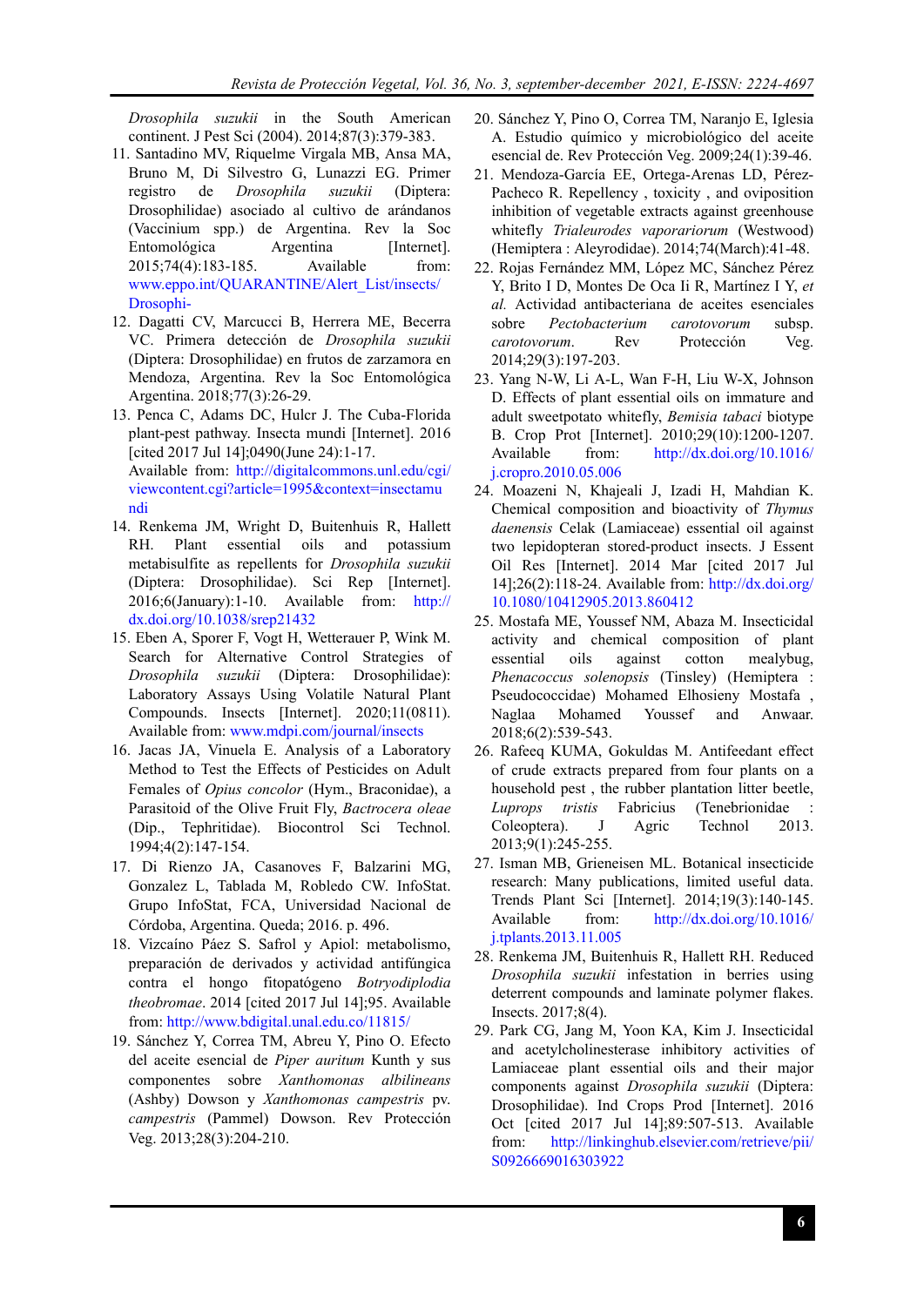*Drosophila suzukii* in the South American continent. J Pest Sci (2004). 2014;87(3):379-383.

11. Santadino MV, Riquelme Virgala MB, Ansa MA, Bruno M, Di Silvestro G, Lunazzi EG. Primer registro de *Drosophila suzukii* (Diptera: Drosophilidae) asociado al cultivo de arándanos (Vaccinium spp.) de Argentina. Rev la Soc Entomológica Argentina [Internet]. 2015;74(4):183-185. Available from: www.eppo.int/QUARANTINE/Alert_List/insects/Drosophi-
12. Dagatti CV, Marcucci B, Herrera ME, Becerra VC. Primera detección de *Drosophila suzukii* (Diptera: Drosophilidae) en frutos de zarzamora en Mendoza, Argentina. Rev la Soc Entomológica Argentina. 2018;77(3):26-29.
13. Penca C, Adams DC, Hulcr J. The Cuba-Florida plant-pest pathway. Insecta mundi [Internet]. 2016 [cited 2017 Jul 14];0490(June 24):1-17. Available from: http://digitalcommons.unl.edu/cgi/viewcontent.cgi?article=1995&context=insectamundi
14. Renkema JM, Wright D, Buitenhuis R, Hallett RH. Plant essential oils and potassium metabisulfite as repellents for *Drosophila suzukii* (Diptera: Drosophilidae). Sci Rep [Internet]. 2016;6(January):1-10. Available from: http://dx.doi.org/10.1038/srep21432
15. Eben A, Sporer F, Vogt H, Wetterauer P, Wink M. Search for Alternative Control Strategies of *Drosophila suzukii* (Diptera: Drosophilidae): Laboratory Assays Using Volatile Natural Plant Compounds. Insects [Internet]. 2020;11(0811). Available from: www.mdpi.com/journal/insects
16. Jacas JA, Vinuela E. Analysis of a Laboratory Method to Test the Effects of Pesticides on Adult Females of *Opius concolor* (Hym., Braconidae), a Parasitoid of the Olive Fruit Fly, *Bactrocera oleae* (Dip., Tephritidae). Biocontrol Sci Technol. 1994;4(2):147-154.
17. Di Rienzo JA, Casanoves F, Balzarini MG, Gonzalez L, Tablada M, Robledo CW. InfoStat. Grupo InfoStat, FCA, Universidad Nacional de Córdoba, Argentina. Queda; 2016. p. 496.
18. Vizcaíno Páez S. Safrol y Apiol: metabolismo, preparación de derivados y actividad antifúngica contra el hongo fitopatógeno *Botryodiplodia theobromae*. 2014 [cited 2017 Jul 14];95. Available from: http://www.bdigital.unal.edu.co/11815/
19. Sánchez Y, Correa TM, Abreu Y, Pino O. Efecto del aceite esencial de *Piper auritum* Kunth y sus componentes sobre *Xanthomonas albilineans* (Ashby) Dowson y *Xanthomonas campestris* pv. *campestris* (Pammel) Dowson. Rev Protección Veg. 2013;28(3):204-210.
20. Sánchez Y, Pino O, Correa TM, Naranjo E, Iglesia A. Estudio químico y microbiológico del aceite esencial de. Rev Protección Veg. 2009;24(1):39-46.
21. Mendoza-García EE, Ortega-Arenas LD, Pérez-Pacheco R. Repellency , toxicity , and oviposition inhibition of vegetable extracts against greenhouse whitefly *Trialeurodes vaporariorum* (Westwood) (Hemiptera : Aleyrodidae). 2014;74(March):41-48.
22. Rojas Fernández MM, López MC, Sánchez Pérez Y, Brito I D, Montes De Oca Ii R, Martínez I Y, *et al.* Actividad antibacteriana de aceites esenciales sobre *Pectobacterium carotovorum* subsp. *carotovorum*. Rev Protección Veg. 2014;29(3):197-203.
23. Yang N-W, Li A-L, Wan F-H, Liu W-X, Johnson D. Effects of plant essential oils on immature and adult sweetpotato whitefly, *Bemisia tabaci* biotype B. Crop Prot [Internet]. 2010;29(10):1200-1207. Available from: http://dx.doi.org/10.1016/j.cropro.2010.05.006
24. Moazeni N, Khajeali J, Izadi H, Mahdian K. Chemical composition and bioactivity of *Thymus daenensis* Celak (Lamiaceae) essential oil against two lepidopteran stored-product insects. J Essent Oil Res [Internet]. 2014 Mar [cited 2017 Jul 14];26(2):118-24. Available from: http://dx.doi.org/10.1080/10412905.2013.860412
25. Mostafa ME, Youssef NM, Abaza M. Insecticidal activity and chemical composition of plant essential oils against cotton mealybug, *Phenacoccus solenopsis* (Tinsley) (Hemiptera : Pseudococcidae) Mohamed Elhosieny Mostafa , Naglaa Mohamed Youssef and Anwaar. 2018;6(2):539-543.
26. Rafeeq KUMA, Gokuldas M. Antifeedant effect of crude extracts prepared from four plants on a household pest , the rubber plantation litter beetle, *Luprops tristis* Fabricius (Tenebrionidae : Coleoptera). J Agric Technol 2013. 2013;9(1):245-255.
27. Isman MB, Grieneisen ML. Botanical insecticide research: Many publications, limited useful data. Trends Plant Sci [Internet]. 2014;19(3):140-145. Available from: http://dx.doi.org/10.1016/j.tplants.2013.11.005
28. Renkema JM, Buitenhuis R, Hallett RH. Reduced *Drosophila suzukii* infestation in berries using deterrent compounds and laminate polymer flakes. Insects. 2017;8(4).
29. Park CG, Jang M, Yoon KA, Kim J. Insecticidal and acetylcholinesterase inhibitory activities of Lamiaceae plant essential oils and their major components against *Drosophila suzukii* (Diptera: Drosophilidae). Ind Crops Prod [Internet]. 2016 Oct [cited 2017 Jul 14];89:507-513. Available from: http://linkinghub.elsevier.com/retrieve/pii/S0926669016303922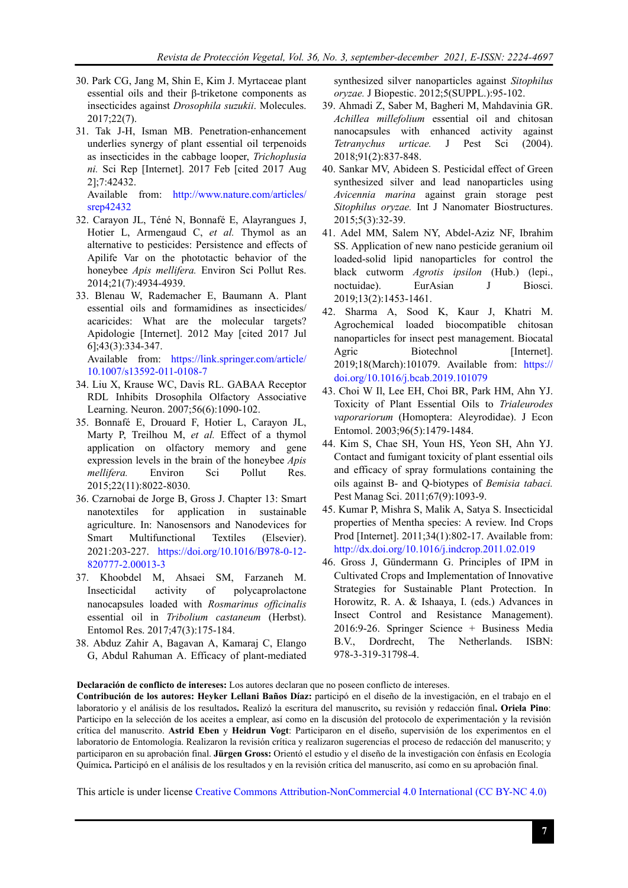30. Park CG, Jang M, Shin E, Kim J. Myrtaceae plant essential oils and their β-triketone components as insecticides against *Drosophila suzukii*. Molecules. 2017;22(7).
31. Tak J-H, Isman MB. Penetration-enhancement underlies synergy of plant essential oil terpenoids as insecticides in the cabbage looper, *Trichoplusia ni.* Sci Rep [Internet]. 2017 Feb [cited 2017 Aug 2];7:42432. Available from: http://www.nature.com/articles/srep42432
32. Carayon JL, Téné N, Bonnafé E, Alayrangues J, Hotier L, Armengaud C, *et al.* Thymol as an alternative to pesticides: Persistence and effects of Apilife Var on the phototactic behavior of the honeybee *Apis mellifera.* Environ Sci Pollut Res. 2014;21(7):4934-4939.
33. Blenau W, Rademacher E, Baumann A. Plant essential oils and formamidines as insecticides/acaricides: What are the molecular targets? Apidologie [Internet]. 2012 May [cited 2017 Jul 6];43(3):334-347. Available from: https://link.springer.com/article/10.1007/s13592-011-0108-7
34. Liu X, Krause WC, Davis RL. GABAA Receptor RDL Inhibits Drosophila Olfactory Associative Learning. Neuron. 2007;56(6):1090-102.
35. Bonnafé E, Drouard F, Hotier L, Carayon JL, Marty P, Treilhou M, *et al.* Effect of a thymol application on olfactory memory and gene expression levels in the brain of the honeybee *Apis mellifera.* Environ Sci Pollut Res. 2015;22(11):8022-8030.
36. Czarnobai de Jorge B, Gross J. Chapter 13: Smart nanotextiles for application in sustainable agriculture. In: Nanosensors and Nanodevices for Smart Multifunctional Textiles (Elsevier). 2021:203-227. https://doi.org/10.1016/B978-0-12-820777-2.00013-3
37. Khoobdel M, Ahsaei SM, Farzaneh M. Insecticidal activity of polycaprolactone nanocapsules loaded with *Rosmarinus officinalis* essential oil in *Tribolium castaneum* (Herbst). Entomol Res. 2017;47(3):175-184.
38. Abduz Zahir A, Bagavan A, Kamaraj C, Elango G, Abdul Rahuman A. Efficacy of plant-mediated synthesized silver nanoparticles against *Sitophilus oryzae.* J Biopestic. 2012;5(SUPPL.):95-102.
39. Ahmadi Z, Saber M, Bagheri M, Mahdavinia GR. *Achillea millefolium* essential oil and chitosan nanocapsules with enhanced activity against *Tetranychus urticae.* J Pest Sci (2004). 2018;91(2):837-848.
40. Sankar MV, Abideen S. Pesticidal effect of Green synthesized silver and lead nanoparticles using *Avicennia marina* against grain storage pest *Sitophilus oryzae.* Int J Nanomater Biostructures. 2015;5(3):32-39.
41. Adel MM, Salem NY, Abdel-Aziz NF, Ibrahim SS. Application of new nano pesticide geranium oil loaded-solid lipid nanoparticles for control the black cutworm *Agrotis ipsilon* (Hub.) (lepi., noctuidae). EurAsian J Biosci. 2019;13(2):1453-1461.
42. Sharma A, Sood K, Kaur J, Khatri M. Agrochemical loaded biocompatible chitosan nanoparticles for insect pest management. Biocatal Agric Biotechnol [Internet]. 2019;18(March):101079. Available from: https://doi.org/10.1016/j.bcab.2019.101079
43. Choi W Il, Lee EH, Choi BR, Park HM, Ahn YJ. Toxicity of Plant Essential Oils to *Trialeurodes vaporariorum* (Homoptera: Aleyrodidae). J Econ Entomol. 2003;96(5):1479-1484.
44. Kim S, Chae SH, Youn HS, Yeon SH, Ahn YJ. Contact and fumigant toxicity of plant essential oils and efficacy of spray formulations containing the oils against B- and Q-biotypes of *Bemisia tabaci.* Pest Manag Sci. 2011;67(9):1093-9.
45. Kumar P, Mishra S, Malik A, Satya S. Insecticidal properties of Mentha species: A review. Ind Crops Prod [Internet]. 2011;34(1):802-17. Available from: http://dx.doi.org/10.1016/j.indcrop.2011.02.019
46. Gross J, Gündermann G. Principles of IPM in Cultivated Crops and Implementation of Innovative Strategies for Sustainable Plant Protection. In Horowitz, R. A. & Ishaaya, I. (eds.) Advances in Insect Control and Resistance Management). 2016:9-26. Springer Science + Business Media B.V., Dordrecht, The Netherlands. ISBN: 978-3-319-31798-4.

**Declaración de conflicto de intereses:** Los autores declaran que no poseen conflicto de intereses.

**Contribución de los autores: Heyker Lellani Baños Díaz:** participó en el diseño de la investigación, en el trabajo en el laboratorio y el análisis de los resultados**.** Realizó la escritura del manuscrito, su revisión y redacción final**. Oriela Pino**: Participo en la selección de los aceites a emplear, así como en la discusión del protocolo de experimentación y la revisión crítica del manuscrito. **Astrid Eben** y **Heidrun Vogt**: Participaron en el diseño, supervisión de los experimentos en el laboratorio de Entomología. Realizaron la revisión crítica y realizaron sugerencias el proceso de redacción del manuscrito; y participaron en su aprobación final. **Jürgen Gross:** Orientó el estudio y el diseño de la investigación con énfasis en Ecología Química**.** Participó en el análisis de los resultados y en la revisión crítica del manuscrito, así como en su aprobación final.

This article is under license Creative Commons Attribution-NonCommercial 4.0 International (CC BY-NC 4.0)